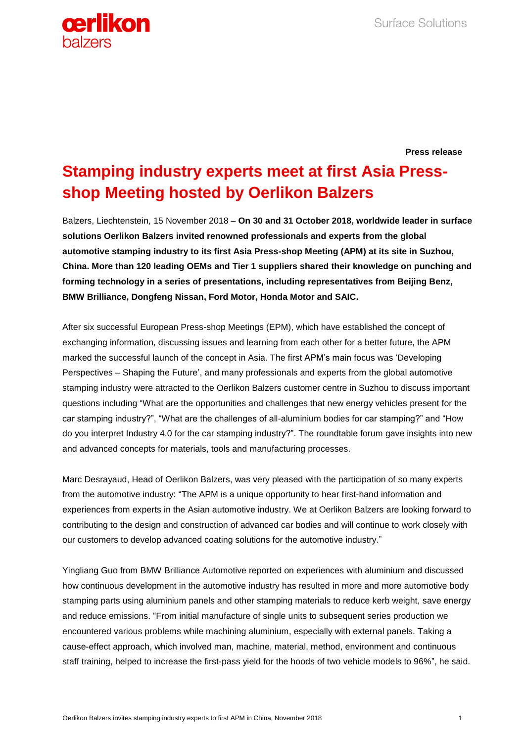**Press release**

# Stamping industry experts meet at first Asia Press-shop Meeting hosted by Oerlikon Balzers

Balzers, Liechtenstein, 15 November 2018 – **On 30 and 31 October 2018, worldwide leader in surface solutions Oerlikon Balzers invited renowned professionals and experts from the global automotive stamping industry to its first Asia Press-shop Meeting (APM) at its site in Suzhou, China. More than 120 leading OEMs and Tier 1 suppliers shared their knowledge on punching and forming technology in a series of presentations, including representatives from Beijing Benz, BMW Brilliance, Dongfeng Nissan, Ford Motor, Honda Motor and SAIC.**

After six successful European Press-shop Meetings (EPM), which have established the concept of exchanging information, discussing issues and learning from each other for a better future, the APM marked the successful launch of the concept in Asia. The first APM's main focus was 'Developing Perspectives – Shaping the Future', and many professionals and experts from the global automotive stamping industry were attracted to the Oerlikon Balzers customer centre in Suzhou to discuss important questions including "What are the opportunities and challenges that new energy vehicles present for the car stamping industry?", "What are the challenges of all-aluminium bodies for car stamping?" and "How do you interpret Industry 4.0 for the car stamping industry?". The roundtable forum gave insights into new and advanced concepts for materials, tools and manufacturing processes.

Marc Desrayaud, Head of Oerlikon Balzers, was very pleased with the participation of so many experts from the automotive industry: "The APM is a unique opportunity to hear first-hand information and experiences from experts in the Asian automotive industry. We at Oerlikon Balzers are looking forward to contributing to the design and construction of advanced car bodies and will continue to work closely with our customers to develop advanced coating solutions for the automotive industry."

Yingliang Guo from BMW Brilliance Automotive reported on experiences with aluminium and discussed how continuous development in the automotive industry has resulted in more and more automotive body stamping parts using aluminium panels and other stamping materials to reduce kerb weight, save energy and reduce emissions. "From initial manufacture of single units to subsequent series production we encountered various problems while machining aluminium, especially with external panels. Taking a cause-effect approach, which involved man, machine, material, method, environment and continuous staff training, helped to increase the first-pass yield for the hoods of two vehicle models to 96%", he said.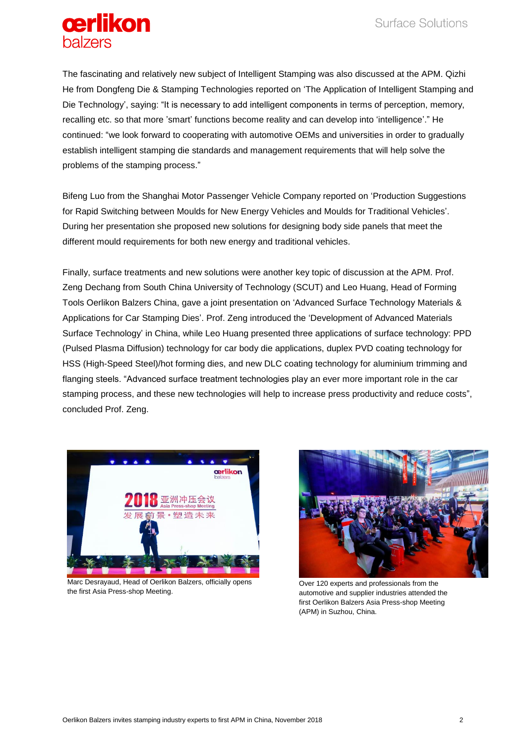The fascinating and relatively new subject of Intelligent Stamping was also discussed at the APM. Qizhi He from Dongfeng Die & Stamping Technologies reported on 'The Application of Intelligent Stamping and Die Technology', saying: "It is necessary to add intelligent components in terms of perception, memory, recalling etc. so that more 'smart' functions become reality and can develop into 'intelligence'." He continued: "we look forward to cooperating with automotive OEMs and universities in order to gradually establish intelligent stamping die standards and management requirements that will help solve the problems of the stamping process."

Bifeng Luo from the Shanghai Motor Passenger Vehicle Company reported on 'Production Suggestions for Rapid Switching between Moulds for New Energy Vehicles and Moulds for Traditional Vehicles'. During her presentation she proposed new solutions for designing body side panels that meet the different mould requirements for both new energy and traditional vehicles.

Finally, surface treatments and new solutions were another key topic of discussion at the APM. Prof. Zeng Dechang from South China University of Technology (SCUT) and Leo Huang, Head of Forming Tools Oerlikon Balzers China, gave a joint presentation on 'Advanced Surface Technology Materials & Applications for Car Stamping Dies'. Prof. Zeng introduced the 'Development of Advanced Materials Surface Technology' in China, while Leo Huang presented three applications of surface technology: PPD (Pulsed Plasma Diffusion) technology for car body die applications, duplex PVD coating technology for HSS (High-Speed Steel)/hot forming dies, and new DLC coating technology for aluminium trimming and flanging steels. "Advanced surface treatment technologies play an ever more important role in the car stamping process, and these new technologies will help to increase press productivity and reduce costs", concluded Prof. Zeng.

Marc Desrayaud, Head of Oerlikon Balzers, officially opens the first Asia Press-shop Meeting.

Over 120 experts and professionals from the automotive and supplier industries attended the first Oerlikon Balzers Asia Press-shop Meeting (APM) in Suzhou, China.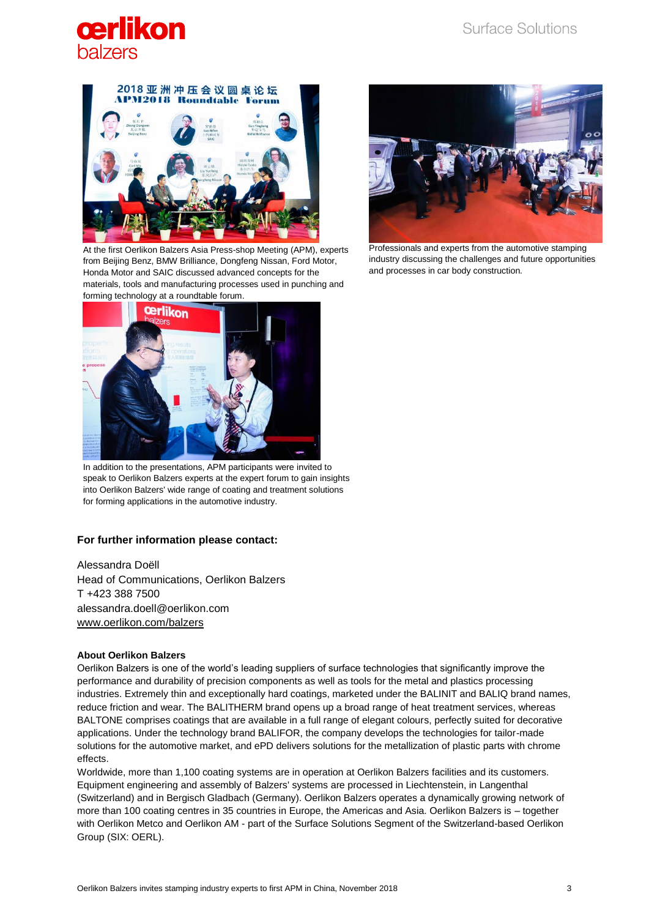At the first Oerlikon Balzers Asia Press-shop Meeting (APM), experts from Beijing Benz, BMW Brilliance, Dongfeng Nissan, Ford Motor, Honda Motor and SAIC discussed advanced concepts for the materials, tools and manufacturing processes used in punching and forming technology at a roundtable forum.

Professionals and experts from the automotive stamping industry discussing the challenges and future opportunities and processes in car body construction.

In addition to the presentations, APM participants were invited to speak to Oerlikon Balzers experts at the expert forum to gain insights into Oerlikon Balzers' wide range of coating and treatment solutions for forming applications in the automotive industry.

**For further information please contact:**

Alessandra Doëll
Head of Communications, Oerlikon Balzers
T +423 388 7500
alessandra.doell@oerlikon.com
www.oerlikon.com/balzers

**About Oerlikon Balzers**

Oerlikon Balzers is one of the world's leading suppliers of surface technologies that significantly improve the performance and durability of precision components as well as tools for the metal and plastics processing industries. Extremely thin and exceptionally hard coatings, marketed under the BALINIT and BALIQ brand names, reduce friction and wear. The BALITHERM brand opens up a broad range of heat treatment services, whereas BALTONE comprises coatings that are available in a full range of elegant colours, perfectly suited for decorative applications. Under the technology brand BALIFOR, the company develops the technologies for tailor-made solutions for the automotive market, and ePD delivers solutions for the metallization of plastic parts with chrome effects.

Worldwide, more than 1,100 coating systems are in operation at Oerlikon Balzers facilities and its customers. Equipment engineering and assembly of Balzers' systems are processed in Liechtenstein, in Langenthal (Switzerland) and in Bergisch Gladbach (Germany). Oerlikon Balzers operates a dynamically growing network of more than 100 coating centres in 35 countries in Europe, the Americas and Asia. Oerlikon Balzers is – together with Oerlikon Metco and Oerlikon AM - part of the Surface Solutions Segment of the Switzerland-based Oerlikon Group (SIX: OERL).